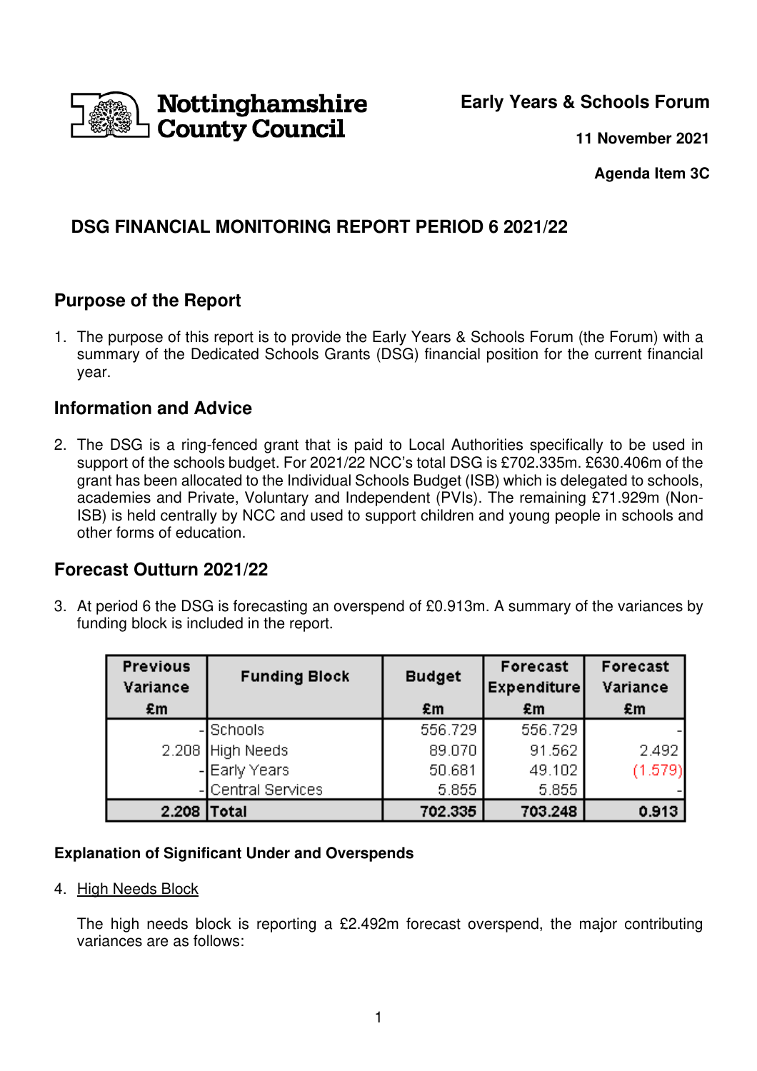Nottinghamshire County Council

**Early Years & Schools Forum**

**11 November 2021**

**Agenda Item 3C**

## DSG FINANCIAL MONITORING REPORT PERIOD 6 2021/22

## Purpose of the Report

1. The purpose of this report is to provide the Early Years & Schools Forum (the Forum) with a summary of the Dedicated Schools Grants (DSG) financial position for the current financial year.

## Information and Advice

2. The DSG is a ring-fenced grant that is paid to Local Authorities specifically to be used in support of the schools budget. For 2021/22 NCC's total DSG is £702.335m. £630.406m of the grant has been allocated to the Individual Schools Budget (ISB) which is delegated to schools, academies and Private, Voluntary and Independent (PVIs). The remaining £71.929m (Non-ISB) is held centrally by NCC and used to support children and young people in schools and other forms of education.

## Forecast Outturn 2021/22

3. At period 6 the DSG is forecasting an overspend of £0.913m. A summary of the variances by funding block is included in the report.

| Previous Variance £m | Funding Block | Budget £m | Forecast Expenditure £m | Forecast Variance £m |
|---|---|---|---|---|
| - | Schools | 556.729 | 556.729 | - |
| 2.208 | High Needs | 89.070 | 91.562 | 2.492 |
| - | Early Years | 50.681 | 49.102 | (1.579) |
| - | Central Services | 5.855 | 5.855 | - |
| **2.208** | **Total** | **702.335** | **703.248** | **0.913** |

**Explanation of Significant Under and Overspends**

4. High Needs Block

   The high needs block is reporting a £2.492m forecast overspend, the major contributing variances are as follows: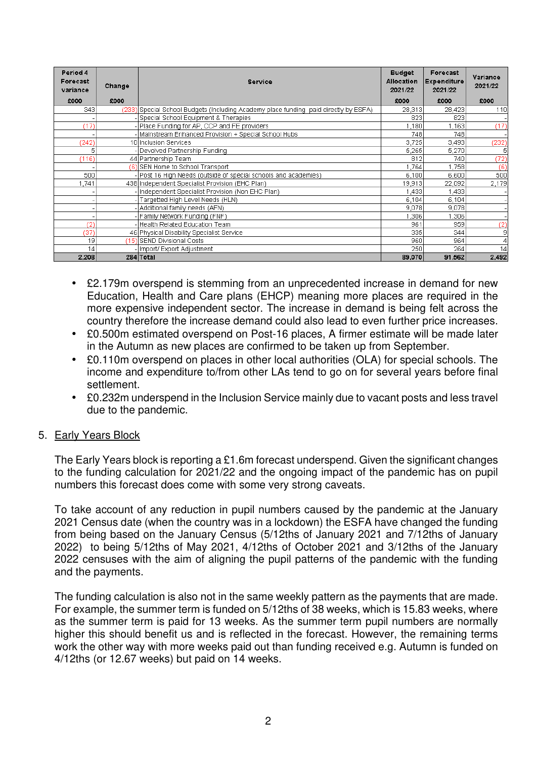| Period 4 Forecast variance | Change | Service | Budget Allocation 2021/22 | Forecast Expenditure 2021/22 | Variance 2021/22 |
|---|---|---|---|---|---|
| £000 | £000 | | £000 | £000 | £000 |
| 343 | (233) | Special School Budgets (including Academy place funding paid directly by ESFA) | 28,313 | 28,423 | 110 |
| - | - | Special School Equipment & Therapies | 823 | 823 | - |
| (17) | - | Place Funding for AP, CCP and FE providers | 1,180 | 1,163 | (17) |
| - | - | Mainstream Enhanced Provision + Special School Hubs | 748 | 748 | - |
| (242) | 10 | Inclusion Services | 3,725 | 3,493 | (232) |
| 5 | - | Devolved Partnership Funding | 5,265 | 5,270 | 5 |
| (116) | 44 | Partnership Team | 812 | 740 | (72) |
| - | (6) | SEN Home to School Transport | 1,764 | 1,758 | (6) |
| 500 | - | Post 16 High Needs (outside of special schools and academies) | 6,100 | 6,600 | 500 |
| 1,741 | 438 | Independent Specialist Provision (EHC Plan) | 19,913 | 22,092 | 2,179 |
| - | - | Independent Specialist Provision (Non EHC Plan) | 1,433 | 1,433 | - |
| - | - | Targetted High Level Needs (HLN) | 6,104 | 6,104 | - |
| - | - | Additional family needs (AFN) | 9,078 | 9,078 | - |
| - | - | Family Network Funding (FNF) | 1,306 | 1,306 | - |
| (2) | - | Health Related Education Team | 961 | 959 | (2) |
| (37) | 46 | Physical Disability Specialist Service | 335 | 344 | 9 |
| 19 | (15) | SEND Divisional Costs | 960 | 964 | 4 |
| 14 | - | Import/ Export Adjustment | 250 | 264 | 14 |
| 2,208 | 284 | Total | 89,070 | 91,562 | 2,492 |

- £2.179m overspend is stemming from an unprecedented increase in demand for new Education, Health and Care plans (EHCP) meaning more places are required in the more expensive independent sector. The increase in demand is being felt across the country therefore the increase demand could also lead to even further price increases.
- £0.500m estimated overspend on Post-16 places, A firmer estimate will be made later in the Autumn as new places are confirmed to be taken up from September.
- £0.110m overspend on places in other local authorities (OLA) for special schools. The income and expenditure to/from other LAs tend to go on for several years before final settlement.
- £0.232m underspend in the Inclusion Service mainly due to vacant posts and less travel due to the pandemic.

5. Early Years Block

The Early Years block is reporting a £1.6m forecast underspend. Given the significant changes to the funding calculation for 2021/22 and the ongoing impact of the pandemic has on pupil numbers this forecast does come with some very strong caveats.

To take account of any reduction in pupil numbers caused by the pandemic at the January 2021 Census date (when the country was in a lockdown) the ESFA have changed the funding from being based on the January Census (5/12ths of January 2021 and 7/12ths of January 2022) to being 5/12ths of May 2021, 4/12ths of October 2021 and 3/12ths of the January 2022 censuses with the aim of aligning the pupil patterns of the pandemic with the funding and the payments.

The funding calculation is also not in the same weekly pattern as the payments that are made. For example, the summer term is funded on 5/12ths of 38 weeks, which is 15.83 weeks, where as the summer term is paid for 13 weeks. As the summer term pupil numbers are normally higher this should benefit us and is reflected in the forecast. However, the remaining terms work the other way with more weeks paid out than funding received e.g. Autumn is funded on 4/12ths (or 12.67 weeks) but paid on 14 weeks.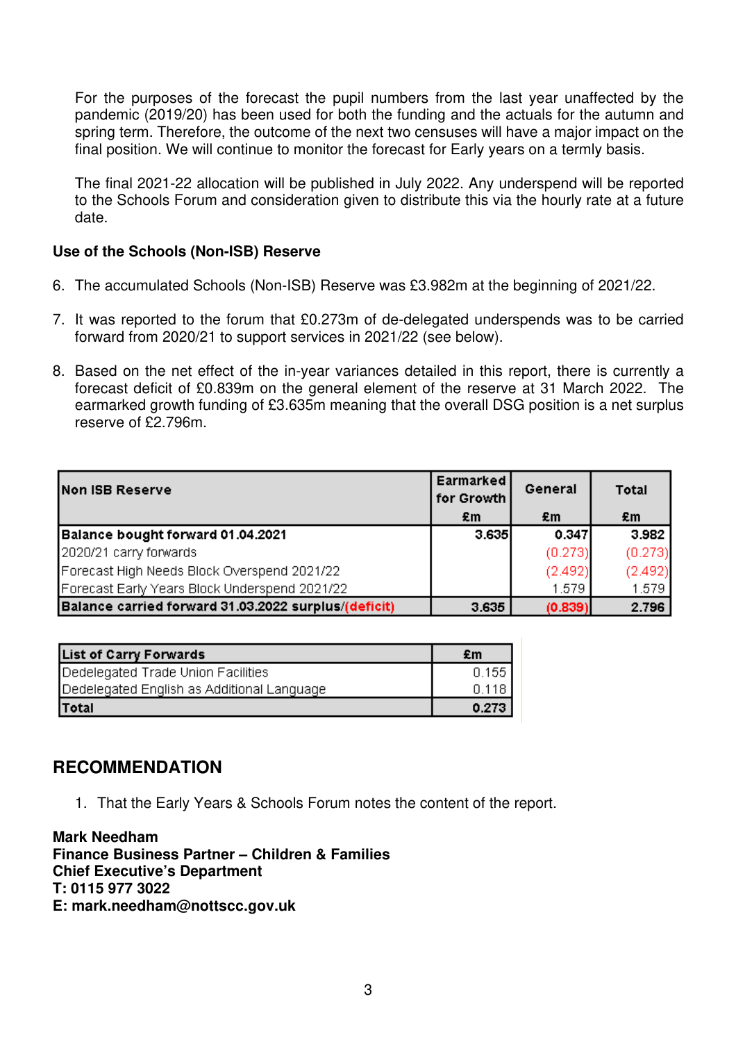For the purposes of the forecast the pupil numbers from the last year unaffected by the pandemic (2019/20) has been used for both the funding and the actuals for the autumn and spring term. Therefore, the outcome of the next two censuses will have a major impact on the final position. We will continue to monitor the forecast for Early years on a termly basis.

The final 2021-22 allocation will be published in July 2022. Any underspend will be reported to the Schools Forum and consideration given to distribute this via the hourly rate at a future date.

**Use of the Schools (Non-ISB) Reserve**

6. The accumulated Schools (Non-ISB) Reserve was £3.982m at the beginning of 2021/22.

7. It was reported to the forum that £0.273m of de-delegated underspends was to be carried forward from 2020/21 to support services in 2021/22 (see below).

8. Based on the net effect of the in-year variances detailed in this report, there is currently a forecast deficit of £0.839m on the general element of the reserve at 31 March 2022. The earmarked growth funding of £3.635m meaning that the overall DSG position is a net surplus reserve of £2.796m.

| Non ISB Reserve | Earmarked for Growth £m | General £m | Total £m |
|---|---|---|---|
| **Balance bought forward 01.04.2021** | **3.635** | **0.347** | **3.982** |
| 2020/21 carry forwards | | (0.273) | (0.273) |
| Forecast High Needs Block Overspend 2021/22 | | (2.492) | (2.492) |
| Forecast Early Years Block Underspend 2021/22 | | 1.579 | 1.579 |
| **Balance carried forward 31.03.2022 surplus/(deficit)** | **3.635** | **(0.839)** | **2.796** |

| List of Carry Forwards | £m |
|---|---|
| Dedelegated Trade Union Facilities | 0.155 |
| Dedelegated English as Additional Language | 0.118 |
| **Total** | **0.273** |

## RECOMMENDATION

1. That the Early Years & Schools Forum notes the content of the report.

**Mark Needham**
**Finance Business Partner – Children & Families**
**Chief Executive's Department**
**T: 0115 977 3022**
**E: mark.needham@nottscc.gov.uk**